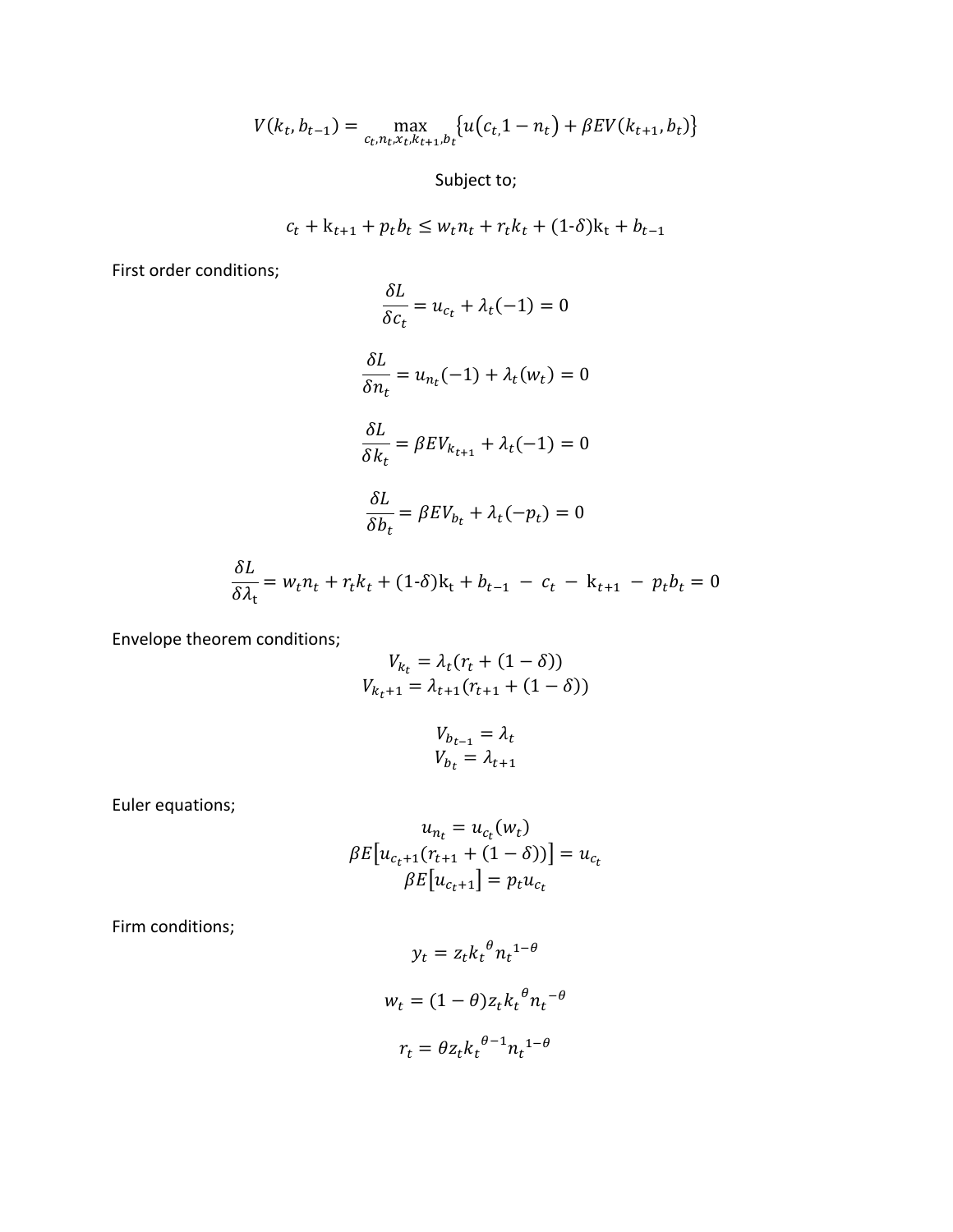$$V(k_t, b_{t-1}) = \max_{c_t, n_t, x_t, k_{t+1}, b_t} \{u(c_{t,} 1 - n_t) + \beta E V(k_{t+1}, b_t)\}$$

Subject to;

$$c_t + \mathrm{k}_{t+1} + p_t b_t \leq w_t n_t + r_t k_t + (1\text{-}\delta)\mathrm{k}_\mathrm{t} + b_{t-1}$$

First order conditions;

$$\frac{\delta L}{\delta c_t} = u_{c_t} + \lambda_t(-1) = 0$$

$$\frac{\delta L}{\delta n_t} = u_{n_t}(-1) + \lambda_t(w_t) = 0$$

$$\frac{\delta L}{\delta k_t} = \beta E V_{k_{t+1}} + \lambda_t(-1) = 0$$

$$\frac{\delta L}{\delta b_t} = \beta E V_{b_t} + \lambda_t(-p_t) = 0$$

$$\frac{\delta L}{\delta \lambda_\mathrm{t}} = w_t n_t + r_t k_t + (1\text{-}\delta)\mathrm{k}_\mathrm{t} + b_{t-1} - c_t - \mathrm{k}_{t+1} - p_t b_t = 0$$

Envelope theorem conditions;

$$V_{k_t} = \lambda_t(r_t + (1 - \delta))$$
$$V_{k_t+1} = \lambda_{t+1}(r_{t+1} + (1 - \delta))$$

$$V_{b_{t-1}} = \lambda_t$$
$$V_{b_t} = \lambda_{t+1}$$

Euler equations;

$$u_{n_t} = u_{c_t}(w_t)$$
$$\beta E[u_{c_t+1}(r_{t+1} + (1 - \delta))] = u_{c_t}$$
$$\beta E[u_{c_t+1}] = p_t u_{c_t}$$

Firm conditions;

$$y_t = z_t {k_t}^{\theta} {n_t}^{1-\theta}$$

$$w_t = (1 - \theta) z_t {k_t}^{\theta} {n_t}^{-\theta}$$

$$r_t = \theta z_t {k_t}^{\theta-1} {n_t}^{1-\theta}$$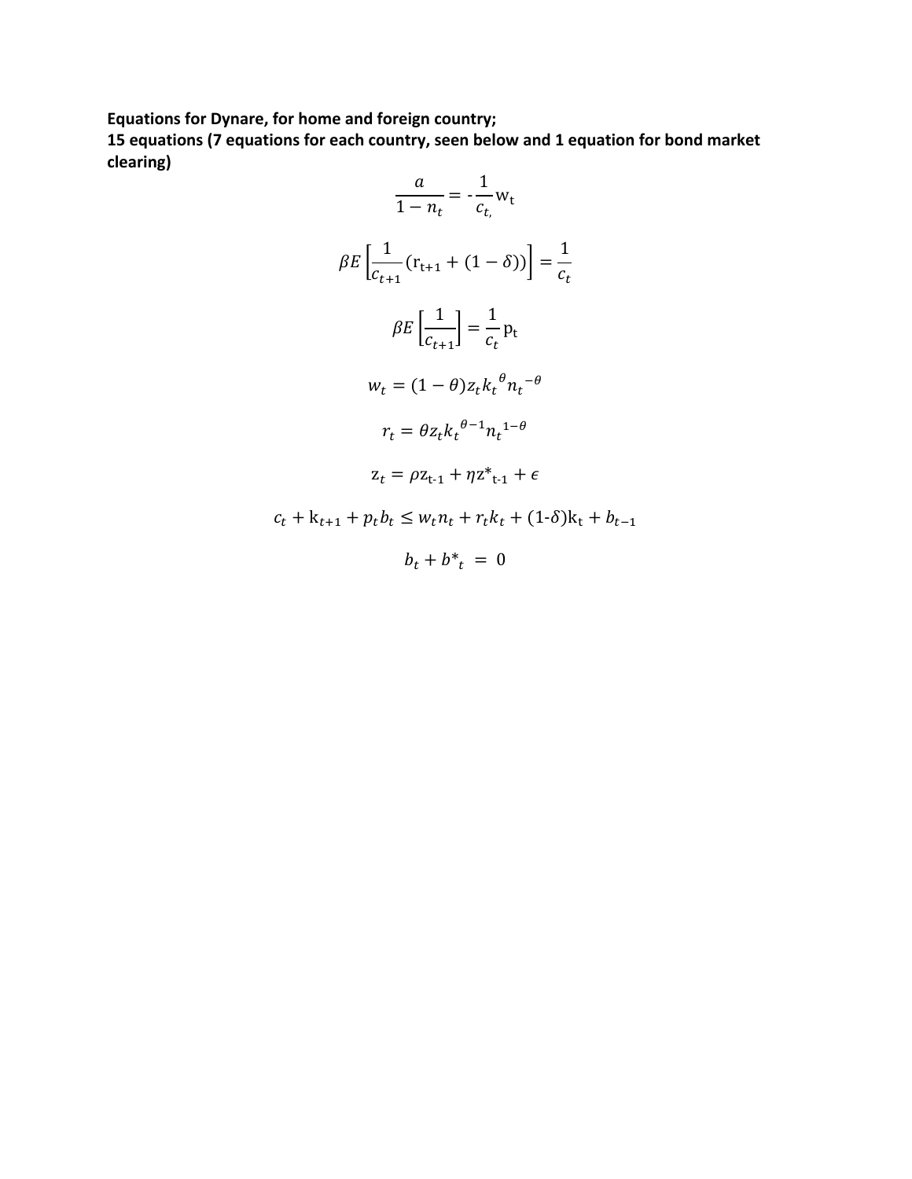**Equations for Dynare, for home and foreign country;**
**15 equations (7 equations for each country, seen below and 1 equation for bond market clearing)**

$$\frac{a}{1-n_t} = -\frac{1}{c_{t,}}\mathrm{w_t}$$

$$\beta E\left[\frac{1}{c_{t+1}}(\mathrm{r_{t+1}} + (1-\delta))\right] = \frac{1}{c_t}$$

$$\beta E\left[\frac{1}{c_{t+1}}\right] = \frac{1}{c_t}\mathrm{p_t}$$

$$w_t = (1-\theta)z_t {k_t}^{\theta} {n_t}^{-\theta}$$

$$r_t = \theta z_t {k_t}^{\theta-1} {n_t}^{1-\theta}$$

$$\mathrm{z}_t = \rho \mathrm{z_{t\text{-}1}} + \eta \mathrm{z^*_{t\text{-}1}} + \epsilon$$

$$c_t + \mathrm{k}_{t+1} + p_t b_t \leq w_t n_t + r_t k_t + (1\text{-}\delta)\mathrm{k_t} + b_{t-1}$$

$$b_t + b^*_t \ = \ 0$$